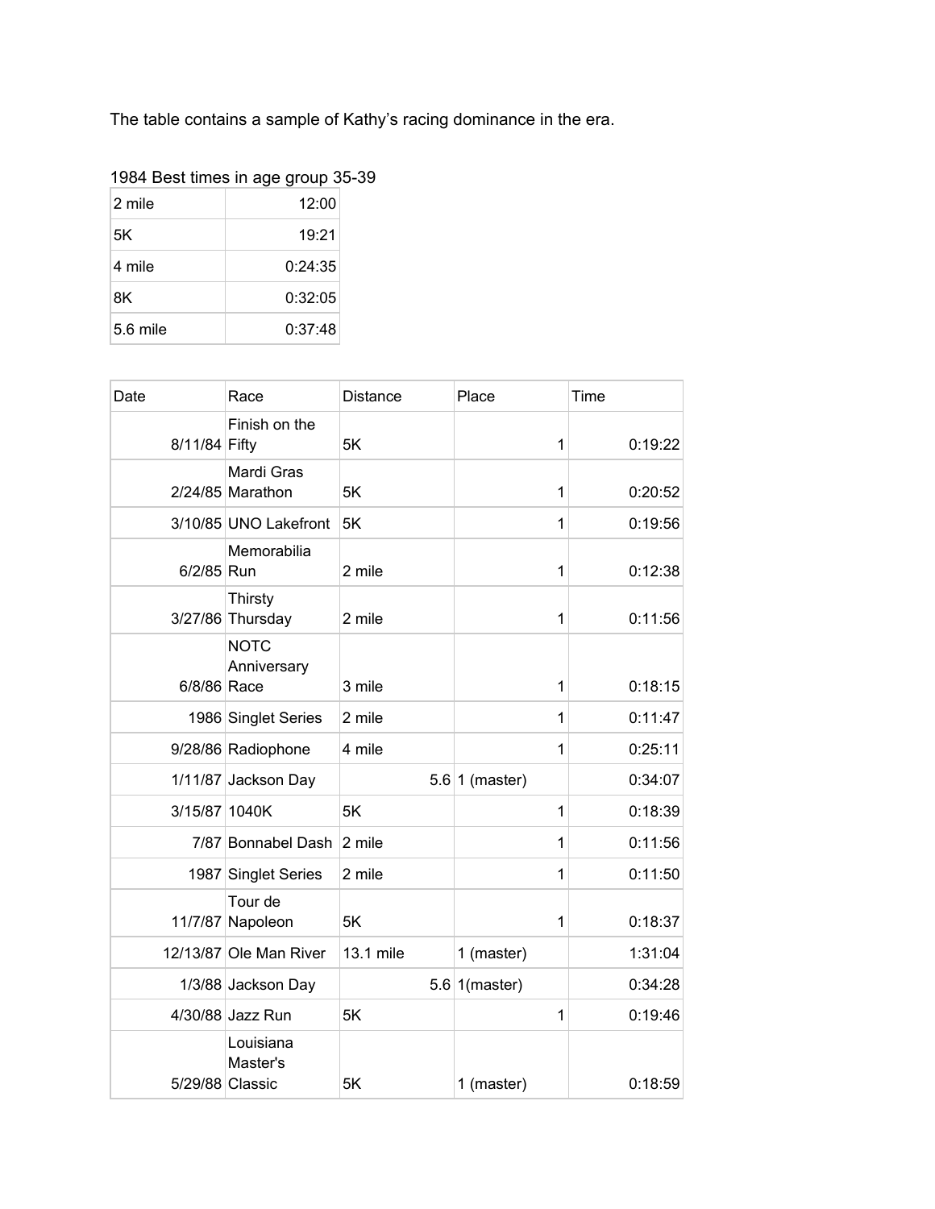The table contains a sample of Kathy's racing dominance in the era.

1984 Best times in age group 35-39

| | |
|---|---|
| 2 mile | 12:00 |
| 5K | 19:21 |
| 4 mile | 0:24:35 |
| 8K | 0:32:05 |
| 5.6 mile | 0:37:48 |

| Date | Race | Distance | Place | Time |
|---|---|---|---|---|
| 8/11/84 | Finish on the Fifty | 5K | 1 | 0:19:22 |
| 2/24/85 | Mardi Gras Marathon | 5K | 1 | 0:20:52 |
| 3/10/85 | UNO Lakefront | 5K | 1 | 0:19:56 |
| 6/2/85 | Memorabilia Run | 2 mile | 1 | 0:12:38 |
| 3/27/86 | Thirsty Thursday | 2 mile | 1 | 0:11:56 |
| 6/8/86 | NOTC Anniversary Race | 3 mile | 1 | 0:18:15 |
| 1986 | Singlet Series | 2 mile | 1 | 0:11:47 |
| 9/28/86 | Radiophone | 4 mile | 1 | 0:25:11 |
| 1/11/87 | Jackson Day | 5.6 | 1 (master) | 0:34:07 |
| 3/15/87 | 1040K | 5K | 1 | 0:18:39 |
| 7/87 | Bonnabel Dash | 2 mile | 1 | 0:11:56 |
| 1987 | Singlet Series | 2 mile | 1 | 0:11:50 |
| 11/7/87 | Tour de Napoleon | 5K | 1 | 0:18:37 |
| 12/13/87 | Ole Man River | 13.1 mile | 1 (master) | 1:31:04 |
| 1/3/88 | Jackson Day | 5.6 | 1(master) | 0:34:28 |
| 4/30/88 | Jazz Run | 5K | 1 | 0:19:46 |
| 5/29/88 | Louisiana Master's Classic | 5K | 1 (master) | 0:18:59 |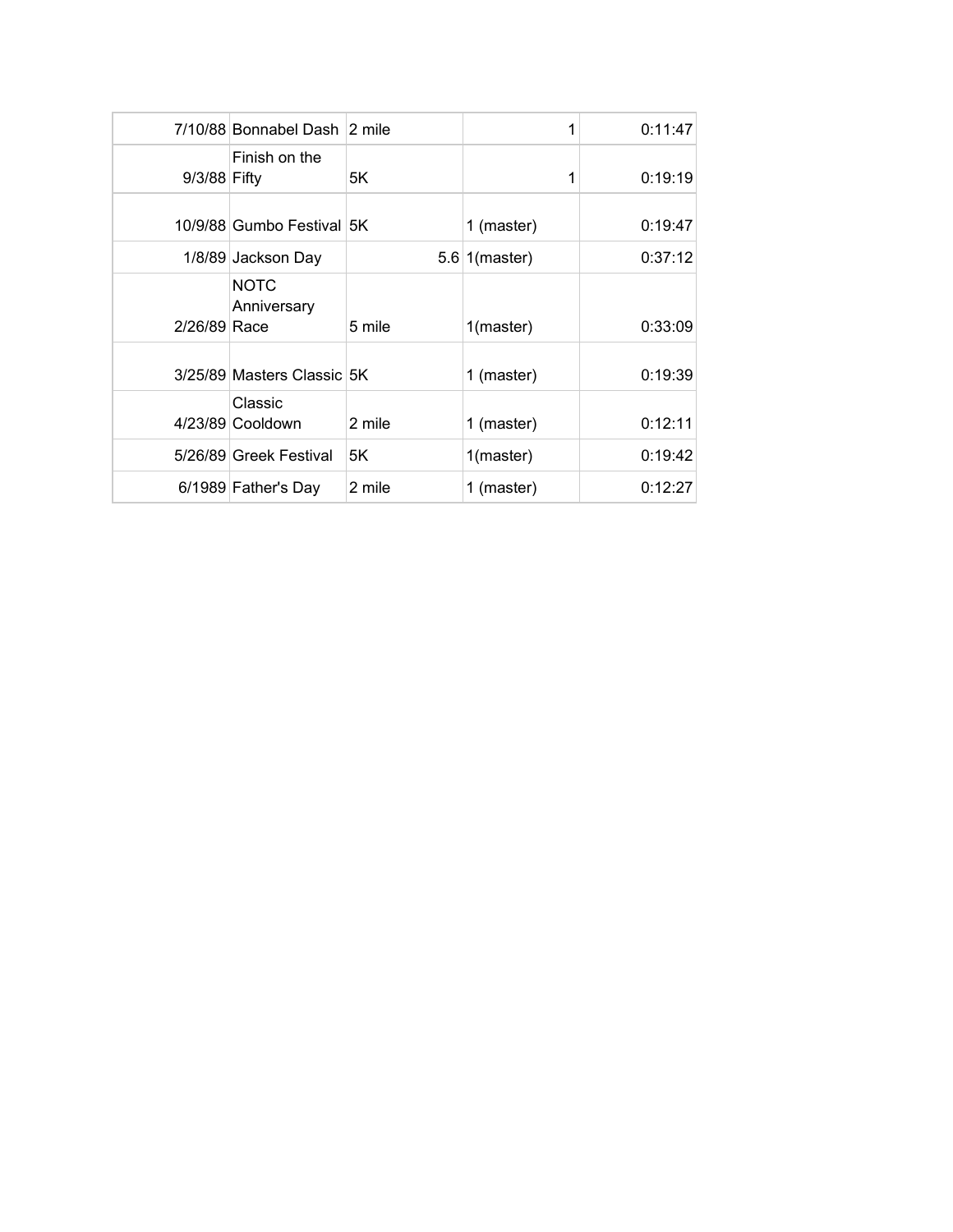| | | | | |
|---|---|---|---|---|
| 7/10/88 | Bonnabel Dash | 2 mile | 1 | 0:11:47 |
| 9/3/88 | Finish on the Fifty | 5K | 1 | 0:19:19 |
| 10/9/88 | Gumbo Festival | 5K | 1 (master) | 0:19:47 |
| 1/8/89 | Jackson Day | 5.6 | 1(master) | 0:37:12 |
| 2/26/89 | NOTC Anniversary Race | 5 mile | 1(master) | 0:33:09 |
| 3/25/89 | Masters Classic | 5K | 1 (master) | 0:19:39 |
| 4/23/89 | Classic Cooldown | 2 mile | 1 (master) | 0:12:11 |
| 5/26/89 | Greek Festival | 5K | 1(master) | 0:19:42 |
| 6/1989 | Father's Day | 2 mile | 1 (master) | 0:12:27 |